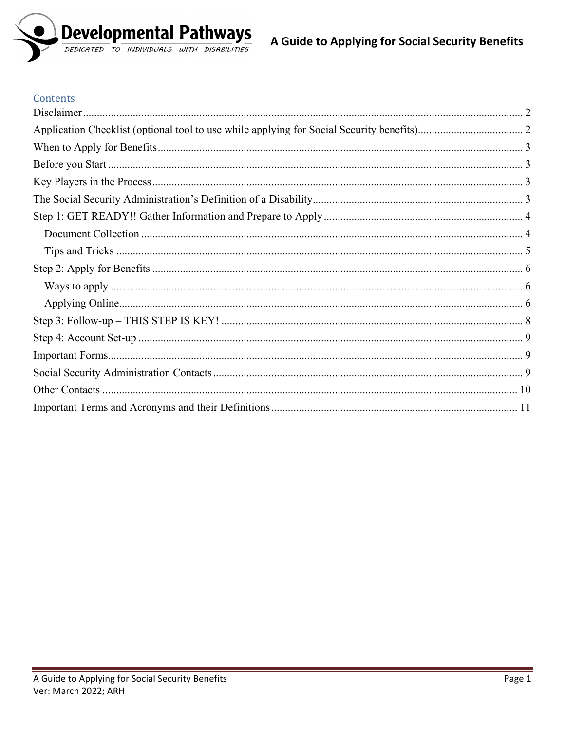# A Guide to Applying for Social Security Benefits

## Contents

Disclaimer ........................................................ 2
Application Checklist (optional tool to use while applying for Social Security benefits) ........ 2
When to Apply for Benefits ........................................................ 3
Before you Start ........................................................ 3
Key Players in the Process ........................................................ 3
The Social Security Administration's Definition of a Disability ........................................................ 3
Step 1: GET READY!! Gather Information and Prepare to Apply ........................................................ 4
- Document Collection ........................................................ 4
- Tips and Tricks ........................................................ 5

Step 2: Apply for Benefits ........................................................ 6
- Ways to apply ........................................................ 6
- Applying Online ........................................................ 6

Step 3: Follow-up – THIS STEP IS KEY! ........................................................ 8
Step 4: Account Set-up ........................................................ 9
Important Forms ........................................................ 9
Social Security Administration Contacts ........................................................ 9
Other Contacts ........................................................ 10
Important Terms and Acronyms and their Definitions ........................................................ 11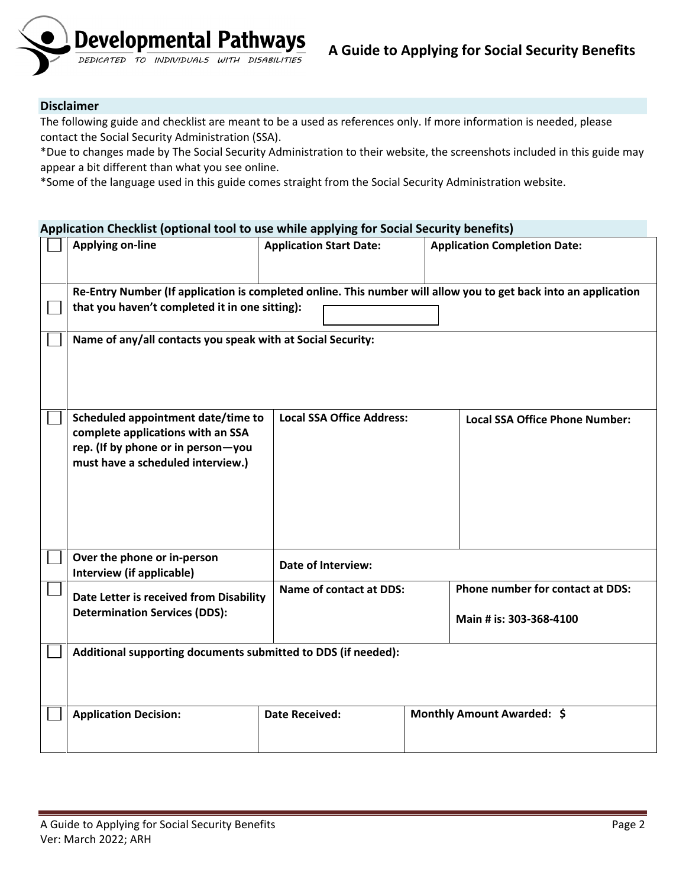## Disclaimer

The following guide and checklist are meant to be a used as references only. If more information is needed, please contact the Social Security Administration (SSA).

*Due to changes made by The Social Security Administration to their website, the screenshots included in this guide may appear a bit different than what you see online.

*Some of the language used in this guide comes straight from the Social Security Administration website.

## Application Checklist (optional tool to use while applying for Social Security benefits)

| ☐ | **Applying on-line** | **Application Start Date:** | **Application Completion Date:** |
|---|---|---|---|
| ☐ | **Re-Entry Number (If application is completed online. This number will allow you to get back into an application that you haven't completed it in one sitting):** | | |
| ☐ | **Name of any/all contacts you speak with at Social Security:** | | |
| ☐ | **Scheduled appointment date/time to complete applications with an SSA rep. (If by phone or in person—you must have a scheduled interview.)** | **Local SSA Office Address:** | **Local SSA Office Phone Number:** |
| ☐ | **Over the phone or in-person Interview (if applicable)** | **Date of Interview:** | |
| ☐ | **Date Letter is received from Disability Determination Services (DDS):** | **Name of contact at DDS:** | **Phone number for contact at DDS:**<br><br>**Main # is: 303-368-4100** |
| ☐ | **Additional supporting documents submitted to DDS (if needed):** | | |
| ☐ | **Application Decision:** | **Date Received:** | **Monthly Amount Awarded: $** |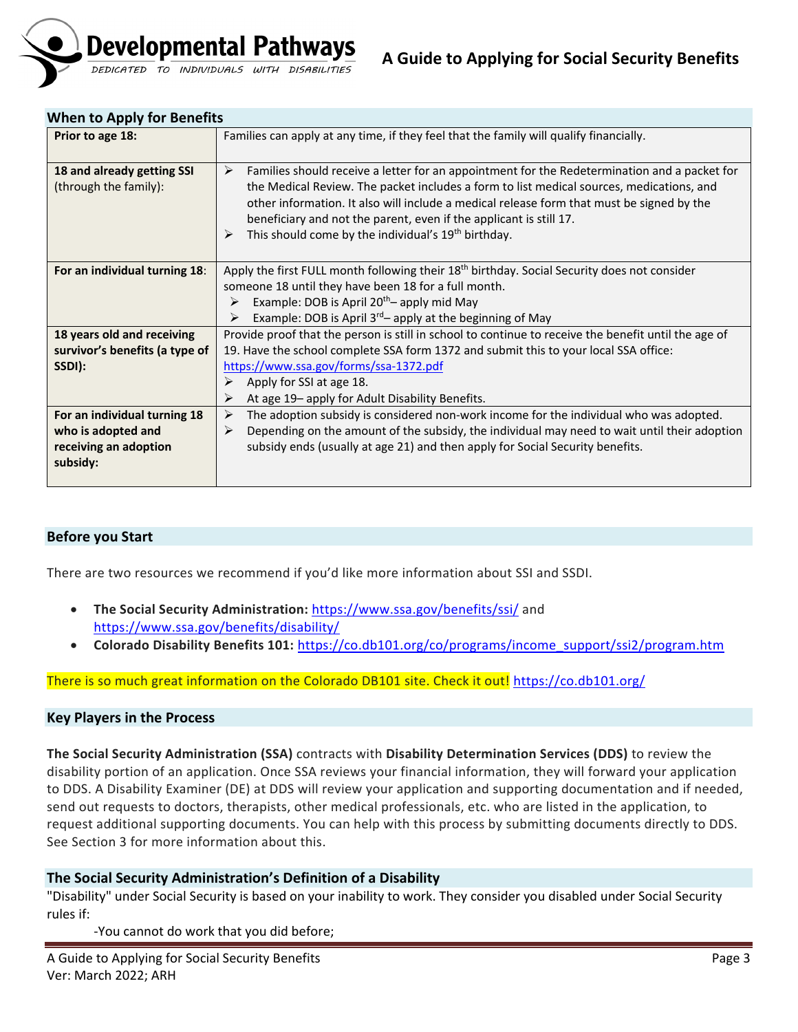## When to Apply for Benefits

| | |
|---|---|
| **Prior to age 18:** | Families can apply at any time, if they feel that the family will qualify financially. |
| **18 and already getting SSI** (through the family): | ➢ Families should receive a letter for an appointment for the Redetermination and a packet for the Medical Review. The packet includes a form to list medical sources, medications, and other information. It also will include a medical release form that must be signed by the beneficiary and not the parent, even if the applicant is still 17. <br> ➢ This should come by the individual's 19th birthday. |
| **For an individual turning 18**: | Apply the first FULL month following their 18th birthday. Social Security does not consider someone 18 until they have been 18 for a full month. <br> ➢ Example: DOB is April 20th– apply mid May <br> ➢ Example: DOB is April 3rd– apply at the beginning of May |
| **18 years old and receiving survivor's benefits (a type of SSDI):** | Provide proof that the person is still in school to continue to receive the benefit until the age of 19. Have the school complete SSA form 1372 and submit this to your local SSA office: https://www.ssa.gov/forms/ssa-1372.pdf <br> ➢ Apply for SSI at age 18. <br> ➢ At age 19– apply for Adult Disability Benefits. |
| **For an individual turning 18 who is adopted and receiving an adoption subsidy:** | ➢ The adoption subsidy is considered non-work income for the individual who was adopted. <br> ➢ Depending on the amount of the subsidy, the individual may need to wait until their adoption subsidy ends (usually at age 21) and then apply for Social Security benefits. |

## Before you Start

There are two resources we recommend if you'd like more information about SSI and SSDI.

- **The Social Security Administration:** https://www.ssa.gov/benefits/ssi/ and https://www.ssa.gov/benefits/disability/
- **Colorado Disability Benefits 101:** https://co.db101.org/co/programs/income_support/ssi2/program.htm

There is so much great information on the Colorado DB101 site. Check it out! https://co.db101.org/

## Key Players in the Process

**The Social Security Administration (SSA)** contracts with **Disability Determination Services (DDS)** to review the disability portion of an application. Once SSA reviews your financial information, they will forward your application to DDS. A Disability Examiner (DE) at DDS will review your application and supporting documentation and if needed, send out requests to doctors, therapists, other medical professionals, etc. who are listed in the application, to request additional supporting documents. You can help with this process by submitting documents directly to DDS. See Section 3 for more information about this.

## The Social Security Administration's Definition of a Disability

"Disability" under Social Security is based on your inability to work. They consider you disabled under Social Security rules if:

-You cannot do work that you did before;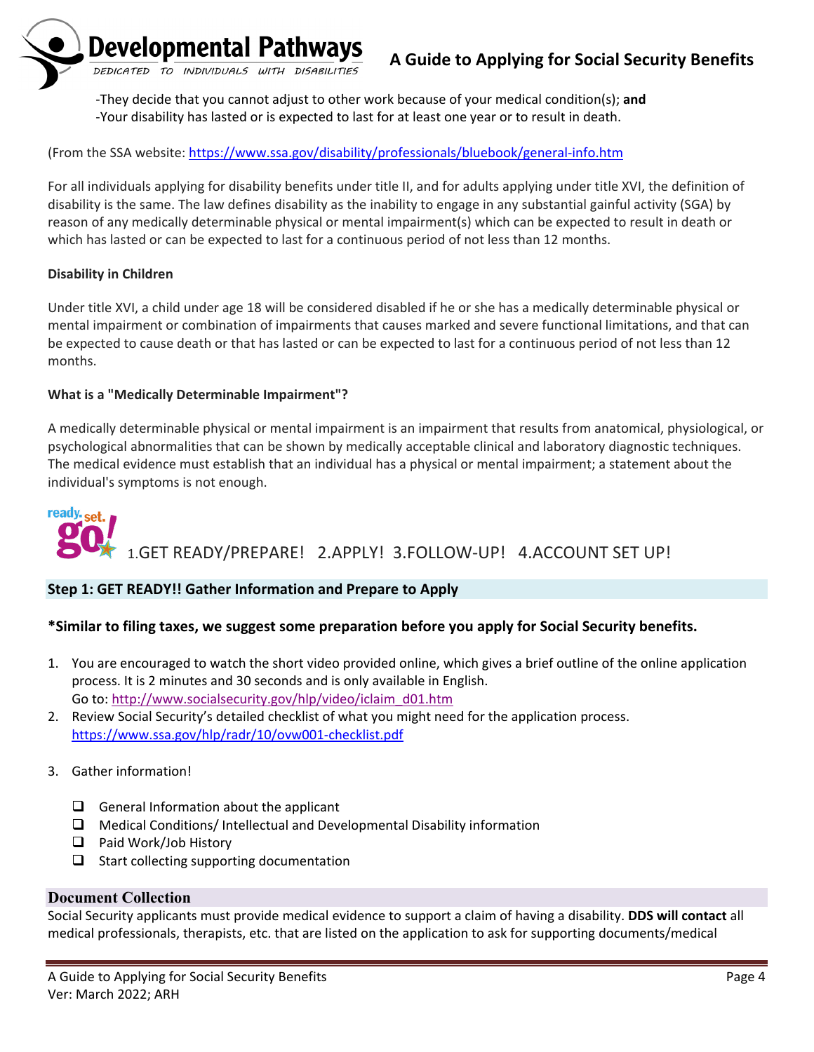-They decide that you cannot adjust to other work because of your medical condition(s); **and**
-Your disability has lasted or is expected to last for at least one year or to result in death.

(From the SSA website: https://www.ssa.gov/disability/professionals/bluebook/general-info.htm

For all individuals applying for disability benefits under title II, and for adults applying under title XVI, the definition of disability is the same. The law defines disability as the inability to engage in any substantial gainful activity (SGA) by reason of any medically determinable physical or mental impairment(s) which can be expected to result in death or which has lasted or can be expected to last for a continuous period of not less than 12 months.

**Disability in Children**

Under title XVI, a child under age 18 will be considered disabled if he or she has a medically determinable physical or mental impairment or combination of impairments that causes marked and severe functional limitations, and that can be expected to cause death or that has lasted or can be expected to last for a continuous period of not less than 12 months.

**What is a "Medically Determinable Impairment"?**

A medically determinable physical or mental impairment is an impairment that results from anatomical, physiological, or psychological abnormalities that can be shown by medically acceptable clinical and laboratory diagnostic techniques. The medical evidence must establish that an individual has a physical or mental impairment; a statement about the individual's symptoms is not enough.

ready. set. go! 1.GET READY/PREPARE! 2.APPLY! 3.FOLLOW-UP! 4.ACCOUNT SET UP!

## Step 1: GET READY!! Gather Information and Prepare to Apply

**\*Similar to filing taxes, we suggest some preparation before you apply for Social Security benefits.**

1. You are encouraged to watch the short video provided online, which gives a brief outline of the online application process. It is 2 minutes and 30 seconds and is only available in English.
   Go to: http://www.socialsecurity.gov/hlp/video/iclaim_d01.htm
2. Review Social Security's detailed checklist of what you might need for the application process.
   https://www.ssa.gov/hlp/radr/10/ovw001-checklist.pdf
3. Gather information!
   - ❑ General Information about the applicant
   - ❑ Medical Conditions/ Intellectual and Developmental Disability information
   - ❑ Paid Work/Job History
   - ❑ Start collecting supporting documentation

## Document Collection

Social Security applicants must provide medical evidence to support a claim of having a disability. **DDS will contact** all medical professionals, therapists, etc. that are listed on the application to ask for supporting documents/medical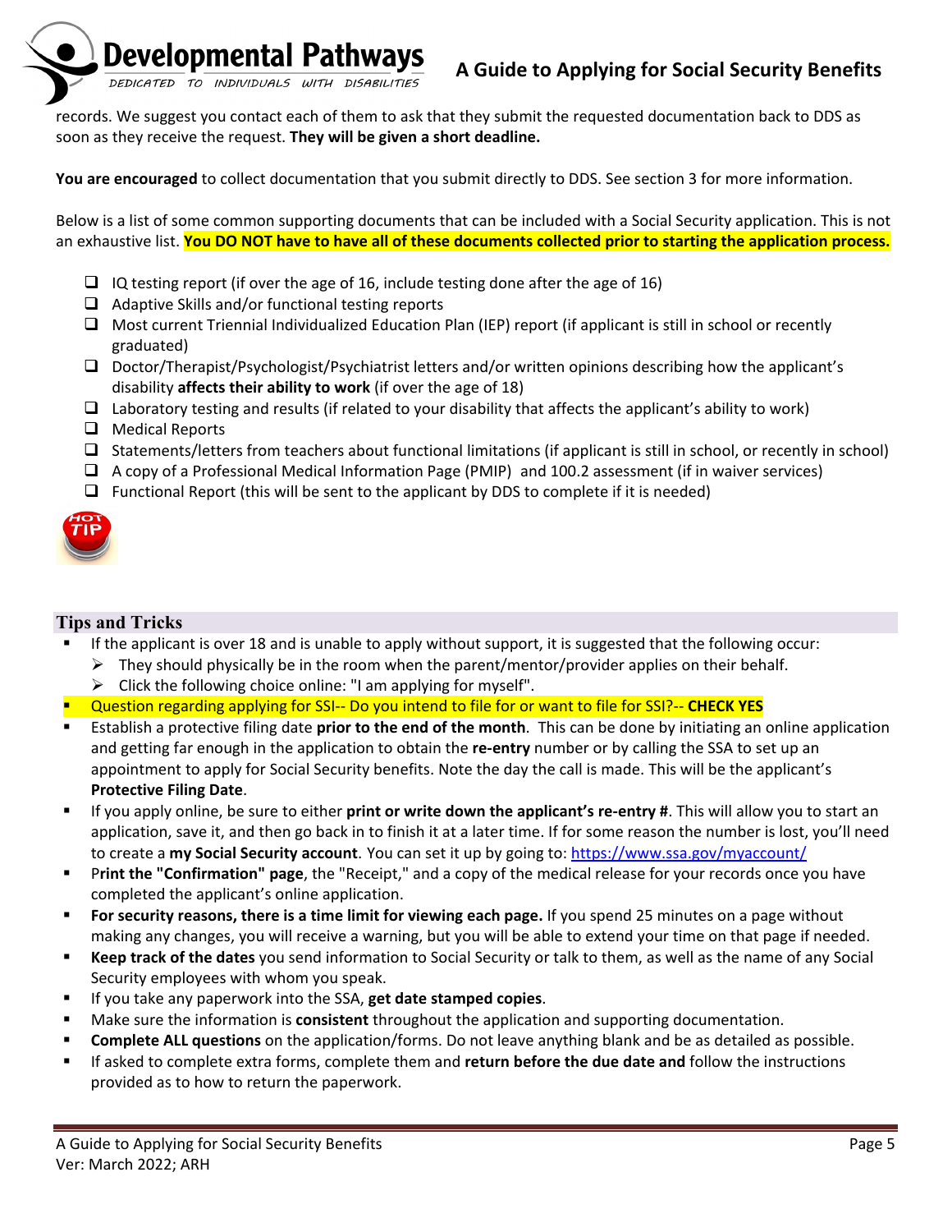records. We suggest you contact each of them to ask that they submit the requested documentation back to DDS as soon as they receive the request. **They will be given a short deadline.**

**You are encouraged** to collect documentation that you submit directly to DDS. See section 3 for more information.

Below is a list of some common supporting documents that can be included with a Social Security application. This is not an exhaustive list. **You DO NOT have to have all of these documents collected prior to starting the application process.**

- [ ] IQ testing report (if over the age of 16, include testing done after the age of 16)
- [ ] Adaptive Skills and/or functional testing reports
- [ ] Most current Triennial Individualized Education Plan (IEP) report (if applicant is still in school or recently graduated)
- [ ] Doctor/Therapist/Psychologist/Psychiatrist letters and/or written opinions describing how the applicant's disability **affects their ability to work** (if over the age of 18)
- [ ] Laboratory testing and results (if related to your disability that affects the applicant's ability to work)
- [ ] Medical Reports
- [ ] Statements/letters from teachers about functional limitations (if applicant is still in school, or recently in school)
- [ ] A copy of a Professional Medical Information Page (PMIP) and 100.2 assessment (if in waiver services)
- [ ] Functional Report (this will be sent to the applicant by DDS to complete if it is needed)

## Tips and Tricks

- If the applicant is over 18 and is unable to apply without support, it is suggested that the following occur:
  - They should physically be in the room when the parent/mentor/provider applies on their behalf.
  - Click the following choice online: "I am applying for myself".
- Question regarding applying for SSI-- Do you intend to file for or want to file for SSI?-- **CHECK YES**
- Establish a protective filing date **prior to the end of the month**. This can be done by initiating an online application and getting far enough in the application to obtain the **re-entry** number or by calling the SSA to set up an appointment to apply for Social Security benefits. Note the day the call is made. This will be the applicant's **Protective Filing Date**.
- If you apply online, be sure to either **print or write down the applicant's re-entry #**. This will allow you to start an application, save it, and then go back in to finish it at a later time. If for some reason the number is lost, you'll need to create a **my Social Security account**. You can set it up by going to: https://www.ssa.gov/myaccount/
- P**rint the "Confirmation" page**, the "Receipt," and a copy of the medical release for your records once you have completed the applicant's online application.
- **For security reasons, there is a time limit for viewing each page.** If you spend 25 minutes on a page without making any changes, you will receive a warning, but you will be able to extend your time on that page if needed.
- **Keep track of the dates** you send information to Social Security or talk to them, as well as the name of any Social Security employees with whom you speak.
- If you take any paperwork into the SSA, **get date stamped copies**.
- Make sure the information is **consistent** throughout the application and supporting documentation.
- **Complete ALL questions** on the application/forms. Do not leave anything blank and be as detailed as possible.
- If asked to complete extra forms, complete them and **return before the due date and** follow the instructions provided as to how to return the paperwork.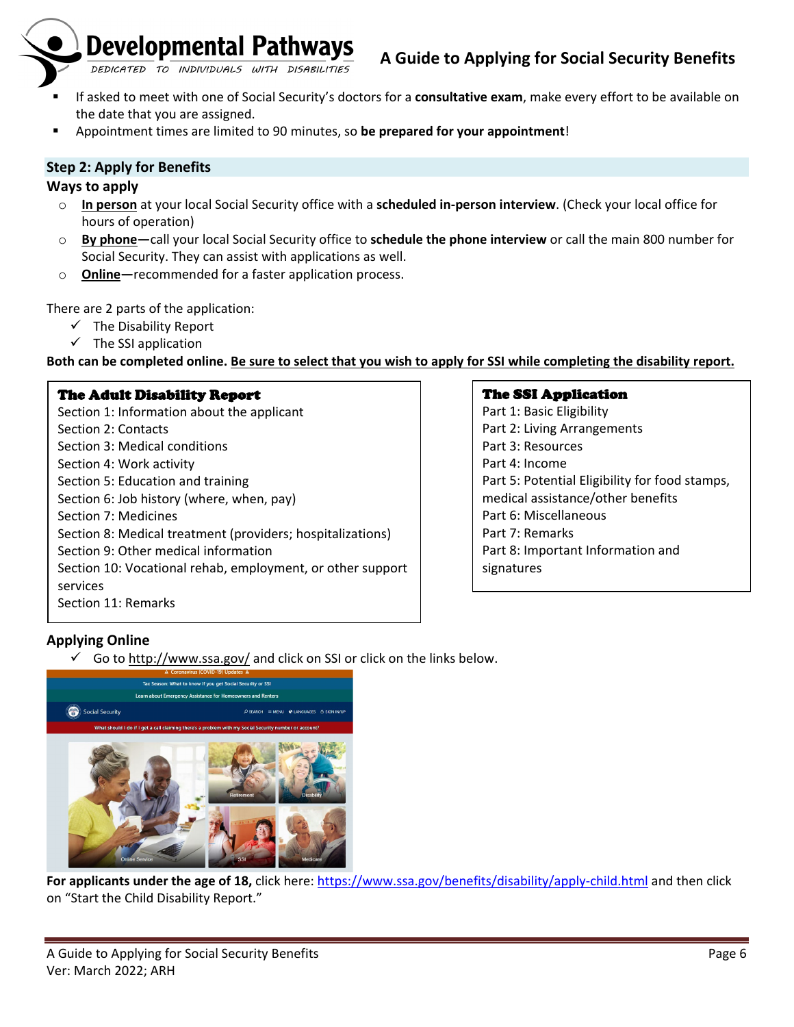- If asked to meet with one of Social Security's doctors for a **consultative exam**, make every effort to be available on the date that you are assigned.
- Appointment times are limited to 90 minutes, so **be prepared for your appointment**!

## Step 2: Apply for Benefits

### Ways to apply

- **<u>In person</u>** at your local Social Security office with a **scheduled in-person interview**. (Check your local office for hours of operation)
- **<u>By phone</u>—**call your local Social Security office to **schedule the phone interview** or call the main 800 number for Social Security. They can assist with applications as well.
- **<u>Online</u>—**recommended for a faster application process.

There are 2 parts of the application:

- ✓ The Disability Report
- ✓ The SSI application

**Both can be completed online. <u>Be sure to select that you wish to apply for SSI while completing the disability report.</u>**

**The Adult Disability Report**

Section 1: Information about the applicant
Section 2: Contacts
Section 3: Medical conditions
Section 4: Work activity
Section 5: Education and training
Section 6: Job history (where, when, pay)
Section 7: Medicines
Section 8: Medical treatment (providers; hospitalizations)
Section 9: Other medical information
Section 10: Vocational rehab, employment, or other support services
Section 11: Remarks

**The SSI Application**

Part 1: Basic Eligibility
Part 2: Living Arrangements
Part 3: Resources
Part 4: Income
Part 5: Potential Eligibility for food stamps, medical assistance/other benefits
Part 6: Miscellaneous
Part 7: Remarks
Part 8: Important Information and signatures

### Applying Online

- ✓ Go to http://www.ssa.gov/ and click on SSI or click on the links below.

**For applicants under the age of 18,** click here: https://www.ssa.gov/benefits/disability/apply-child.html and then click on "Start the Child Disability Report."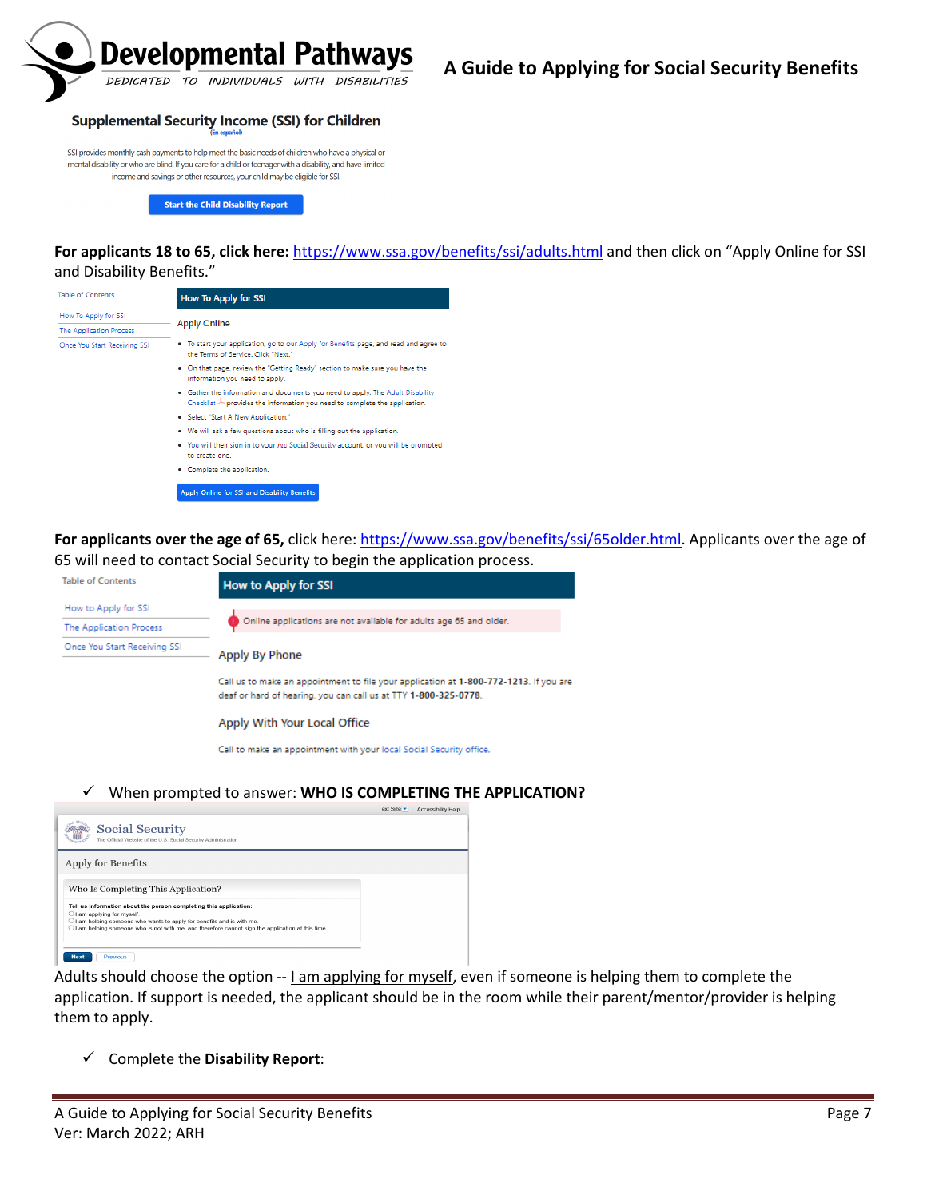### Supplemental Security Income (SSI) for Children

(En español)

SSI provides monthly cash payments to help meet the basic needs of children who have a physical or mental disability or who are blind. If you care for a child or teenager with a disability, and have limited income and savings or other resources, your child may be eligible for SSI.

Start the Child Disability Report

**For applicants 18 to 65, click here:** https://www.ssa.gov/benefits/ssi/adults.html and then click on "Apply Online for SSI and Disability Benefits."

Table of Contents

- How To Apply for SSI
- The Application Process
- Once You Start Receiving SSI

**How To Apply for SSI**

Apply Online

- To start your application, go to our Apply for Benefits page, and read and agree to the Terms of Service. Click "Next."
- On that page, review the "Getting Ready" section to make sure you have the information you need to apply.
- Gather the information and documents you need to apply. The Adult Disability Checklist provides the information you need to complete the application.
- Select "Start A New Application."
- We will ask a few questions about who is filling out the application.
- You will then sign in to your my Social Security account, or you will be prompted to create one.
- Complete the application.

Apply Online for SSI and Disability Benefits

**For applicants over the age of 65,** click here: https://www.ssa.gov/benefits/ssi/65older.html. Applicants over the age of 65 will need to contact Social Security to begin the application process.

Table of Contents

- How to Apply for SSI
- The Application Process
- Once You Start Receiving SSI

**How to Apply for SSI**

Online applications are not available for adults age 65 and older.

Apply By Phone

Call us to make an appointment to file your application at **1-800-772-1213**. If you are deaf or hard of hearing, you can call us at TTY **1-800-325-0778**.

Apply With Your Local Office

Call to make an appointment with your local Social Security office.

✓ When prompted to answer: **WHO IS COMPLETING THE APPLICATION?**

Social Security
The Official Website of the U.S. Social Security Administration

Apply for Benefits

Who Is Completing This Application?

**Tell us information about the person completing this application:**

- I am applying for myself.
- I am helping someone who wants to apply for benefits and is with me.
- I am helping someone who is not with me, and therefore cannot sign the application at this time.

Next | Previous

Adults should choose the option -- I am applying for myself, even if someone is helping them to complete the application. If support is needed, the applicant should be in the room while their parent/mentor/provider is helping them to apply.

✓ Complete the **Disability Report**: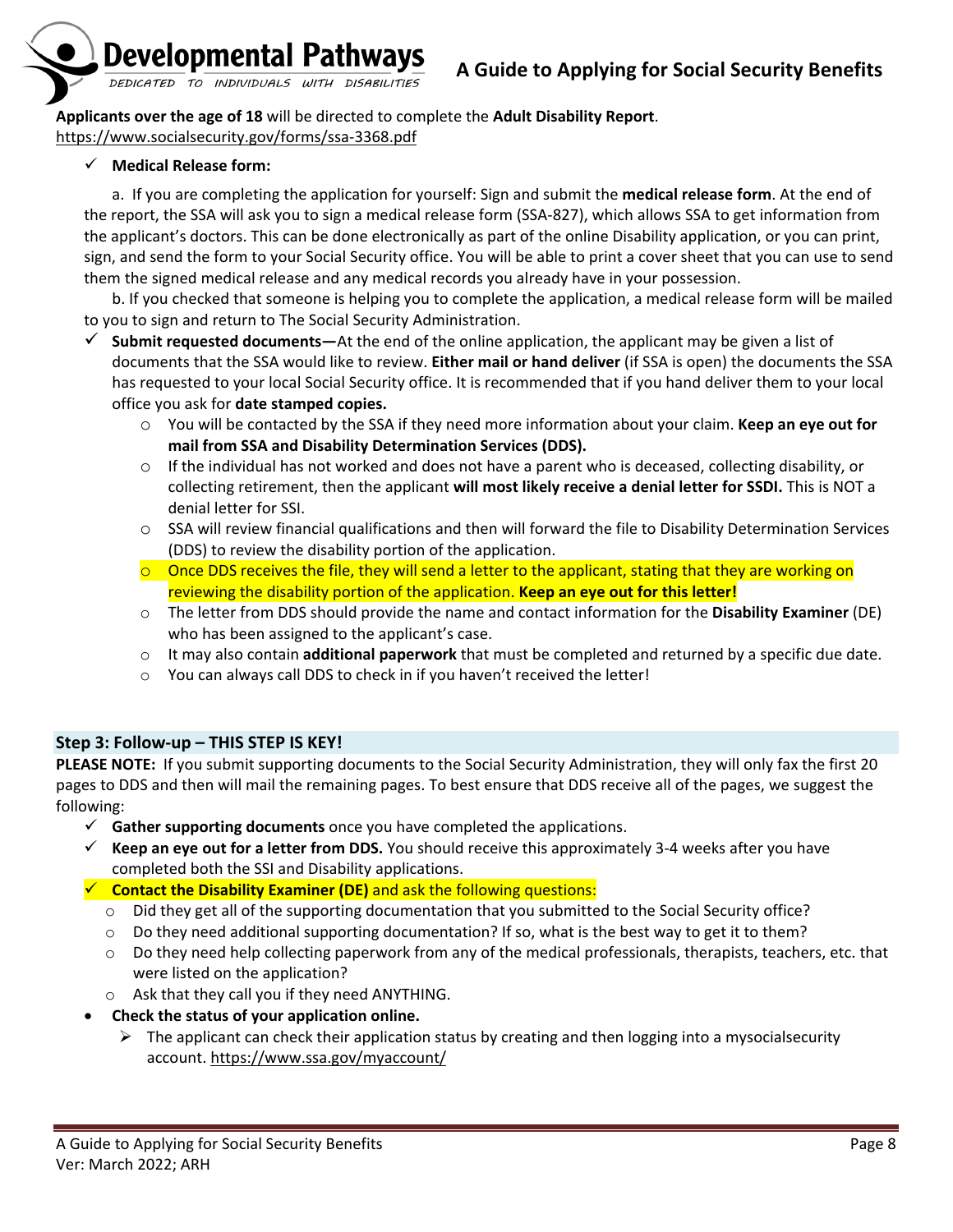**Applicants over the age of 18** will be directed to complete the **Adult Disability Report**.
https://www.socialsecurity.gov/forms/ssa-3368.pdf

- ✓ **Medical Release form:**

    a. If you are completing the application for yourself: Sign and submit the **medical release form**. At the end of the report, the SSA will ask you to sign a medical release form (SSA-827), which allows SSA to get information from the applicant's doctors. This can be done electronically as part of the online Disability application, or you can print, sign, and send the form to your Social Security office. You will be able to print a cover sheet that you can use to send them the signed medical release and any medical records you already have in your possession.

    b. If you checked that someone is helping you to complete the application, a medical release form will be mailed to you to sign and return to The Social Security Administration.

- ✓ **Submit requested documents—**At the end of the online application, the applicant may be given a list of documents that the SSA would like to review. **Either mail or hand deliver** (if SSA is open) the documents the SSA has requested to your local Social Security office. It is recommended that if you hand deliver them to your local office you ask for **date stamped copies.**
    - You will be contacted by the SSA if they need more information about your claim. **Keep an eye out for mail from SSA and Disability Determination Services (DDS).**
    - If the individual has not worked and does not have a parent who is deceased, collecting disability, or collecting retirement, then the applicant **will most likely receive a denial letter for SSDI.** This is NOT a denial letter for SSI.
    - SSA will review financial qualifications and then will forward the file to Disability Determination Services (DDS) to review the disability portion of the application.
    - Once DDS receives the file, they will send a letter to the applicant, stating that they are working on reviewing the disability portion of the application. **Keep an eye out for this letter!**
    - The letter from DDS should provide the name and contact information for the **Disability Examiner** (DE) who has been assigned to the applicant's case.
    - It may also contain **additional paperwork** that must be completed and returned by a specific due date.
    - You can always call DDS to check in if you haven't received the letter!

## Step 3: Follow-up – THIS STEP IS KEY!

**PLEASE NOTE:** If you submit supporting documents to the Social Security Administration, they will only fax the first 20 pages to DDS and then will mail the remaining pages. To best ensure that DDS receive all of the pages, we suggest the following:

- ✓ **Gather supporting documents** once you have completed the applications.
- ✓ **Keep an eye out for a letter from DDS.** You should receive this approximately 3-4 weeks after you have completed both the SSI and Disability applications.
- ✓ **Contact the Disability Examiner (DE)** and ask the following questions:
    - Did they get all of the supporting documentation that you submitted to the Social Security office?
    - Do they need additional supporting documentation? If so, what is the best way to get it to them?
    - Do they need help collecting paperwork from any of the medical professionals, therapists, teachers, etc. that were listed on the application?
    - Ask that they call you if they need ANYTHING.
- **Check the status of your application online.**
    - ➢ The applicant can check their application status by creating and then logging into a mysocialsecurity account. https://www.ssa.gov/myaccount/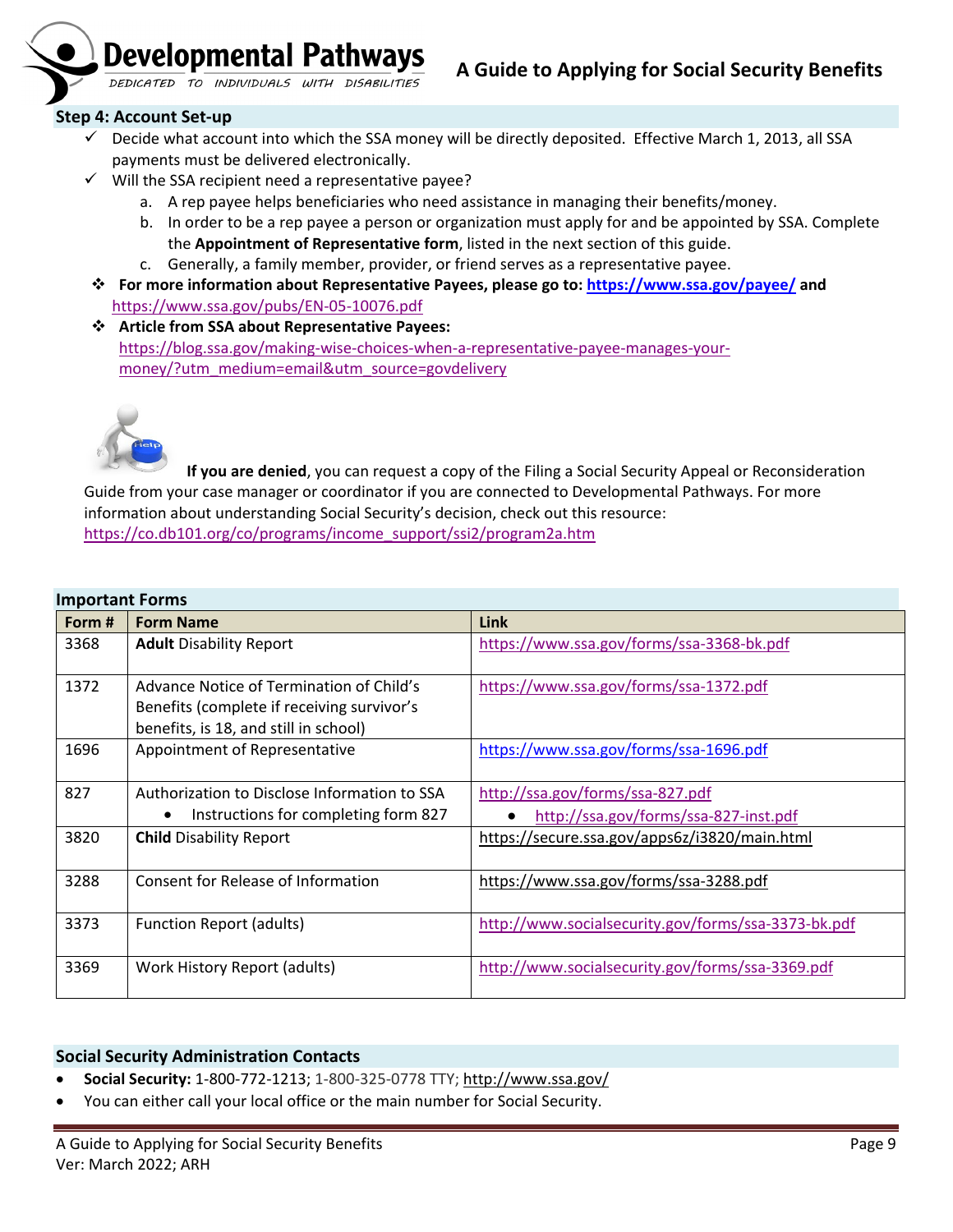## Step 4: Account Set-up

- ✓ Decide what account into which the SSA money will be directly deposited. Effective March 1, 2013, all SSA payments must be delivered electronically.
- ✓ Will the SSA recipient need a representative payee?
  a. A rep payee helps beneficiaries who need assistance in managing their benefits/money.
  b. In order to be a rep payee a person or organization must apply for and be appointed by SSA. Complete the **Appointment of Representative form**, listed in the next section of this guide.
  c. Generally, a family member, provider, or friend serves as a representative payee.
- ❖ **For more information about Representative Payees, please go to: https://www.ssa.gov/payee/ and** https://www.ssa.gov/pubs/EN-05-10076.pdf
- ❖ **Article from SSA about Representative Payees:** https://blog.ssa.gov/making-wise-choices-when-a-representative-payee-manages-your-money/?utm_medium=email&utm_source=govdelivery

**If you are denied**, you can request a copy of the Filing a Social Security Appeal or Reconsideration Guide from your case manager or coordinator if you are connected to Developmental Pathways. For more information about understanding Social Security's decision, check out this resource: https://co.db101.org/co/programs/income_support/ssi2/program2a.htm

## Important Forms

| Form # | Form Name | Link |
|---|---|---|
| 3368 | **Adult** Disability Report | https://www.ssa.gov/forms/ssa-3368-bk.pdf |
| 1372 | Advance Notice of Termination of Child's Benefits (complete if receiving survivor's benefits, is 18, and still in school) | https://www.ssa.gov/forms/ssa-1372.pdf |
| 1696 | Appointment of Representative | https://www.ssa.gov/forms/ssa-1696.pdf |
| 827 | Authorization to Disclose Information to SSA<br>• Instructions for completing form 827 | http://ssa.gov/forms/ssa-827.pdf<br>• http://ssa.gov/forms/ssa-827-inst.pdf |
| 3820 | **Child** Disability Report | https://secure.ssa.gov/apps6z/i3820/main.html |
| 3288 | Consent for Release of Information | https://www.ssa.gov/forms/ssa-3288.pdf |
| 3373 | Function Report (adults) | http://www.socialsecurity.gov/forms/ssa-3373-bk.pdf |
| 3369 | Work History Report (adults) | http://www.socialsecurity.gov/forms/ssa-3369.pdf |

## Social Security Administration Contacts

- **Social Security:** 1-800-772-1213; 1-800-325-0778 TTY; http://www.ssa.gov/
- You can either call your local office or the main number for Social Security.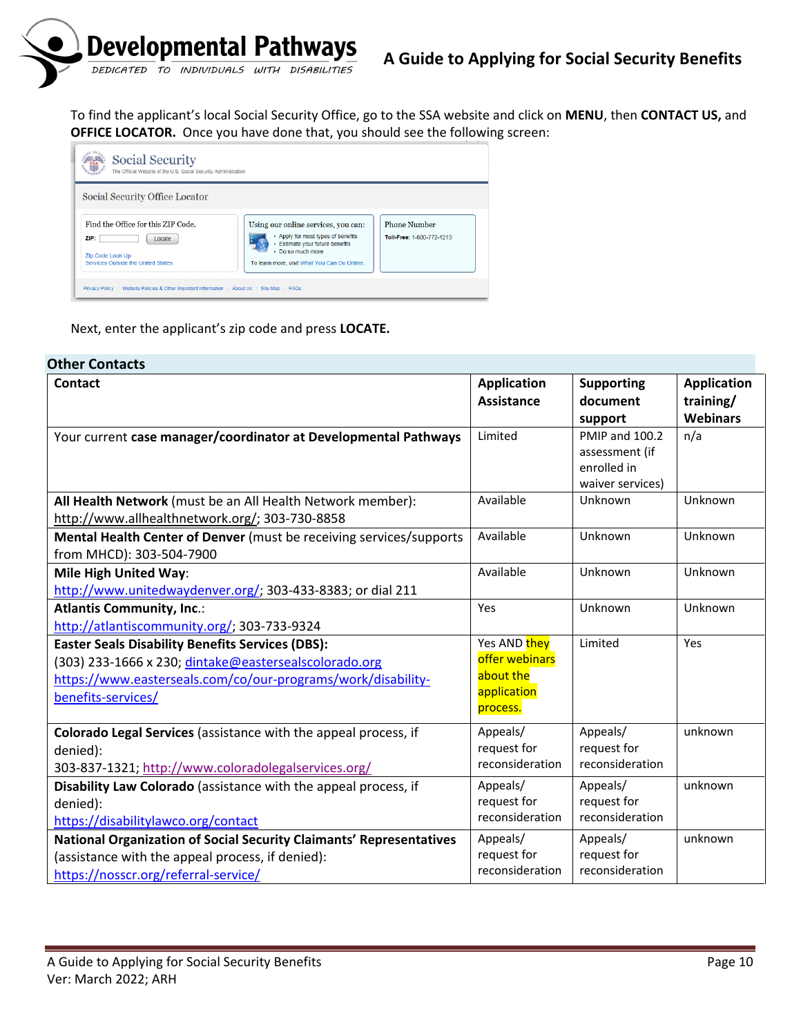To find the applicant's local Social Security Office, go to the SSA website and click on **MENU**, then **CONTACT US,** and **OFFICE LOCATOR.** Once you have done that, you should see the following screen:

Next, enter the applicant's zip code and press **LOCATE.**

## Other Contacts

| Contact | Application Assistance | Supporting document support | Application training/ Webinars |
|---|---|---|---|
| Your current **case manager/coordinator at Developmental Pathways** | Limited | PMIP and 100.2 assessment (if enrolled in waiver services) | n/a |
| **All Health Network** (must be an All Health Network member): http://www.allhealthnetwork.org/; 303-730-8858 | Available | Unknown | Unknown |
| **Mental Health Center of Denver** (must be receiving services/supports from MHCD): 303-504-7900 | Available | Unknown | Unknown |
| **Mile High United Way**: http://www.unitedwaydenver.org/; 303-433-8383; or dial 211 | Available | Unknown | Unknown |
| **Atlantis Community, Inc.**: http://atlantiscommunity.org/; 303-733-9324 | Yes | Unknown | Unknown |
| **Easter Seals Disability Benefits Services (DBS):** (303) 233-1666 x 230; dintake@eastersealscolorado.org https://www.easterseals.com/co/our-programs/work/disability-benefits-services/ | Yes AND they offer webinars about the application process. | Limited | Yes |
| **Colorado Legal Services** (assistance with the appeal process, if denied): 303-837-1321; http://www.coloradolegalservices.org/ | Appeals/ request for reconsideration | Appeals/ request for reconsideration | unknown |
| **Disability Law Colorado** (assistance with the appeal process, if denied): https://disabilitylawco.org/contact | Appeals/ request for reconsideration | Appeals/ request for reconsideration | unknown |
| **National Organization of Social Security Claimants' Representatives** (assistance with the appeal process, if denied): https://nosscr.org/referral-service/ | Appeals/ request for reconsideration | Appeals/ request for reconsideration | unknown |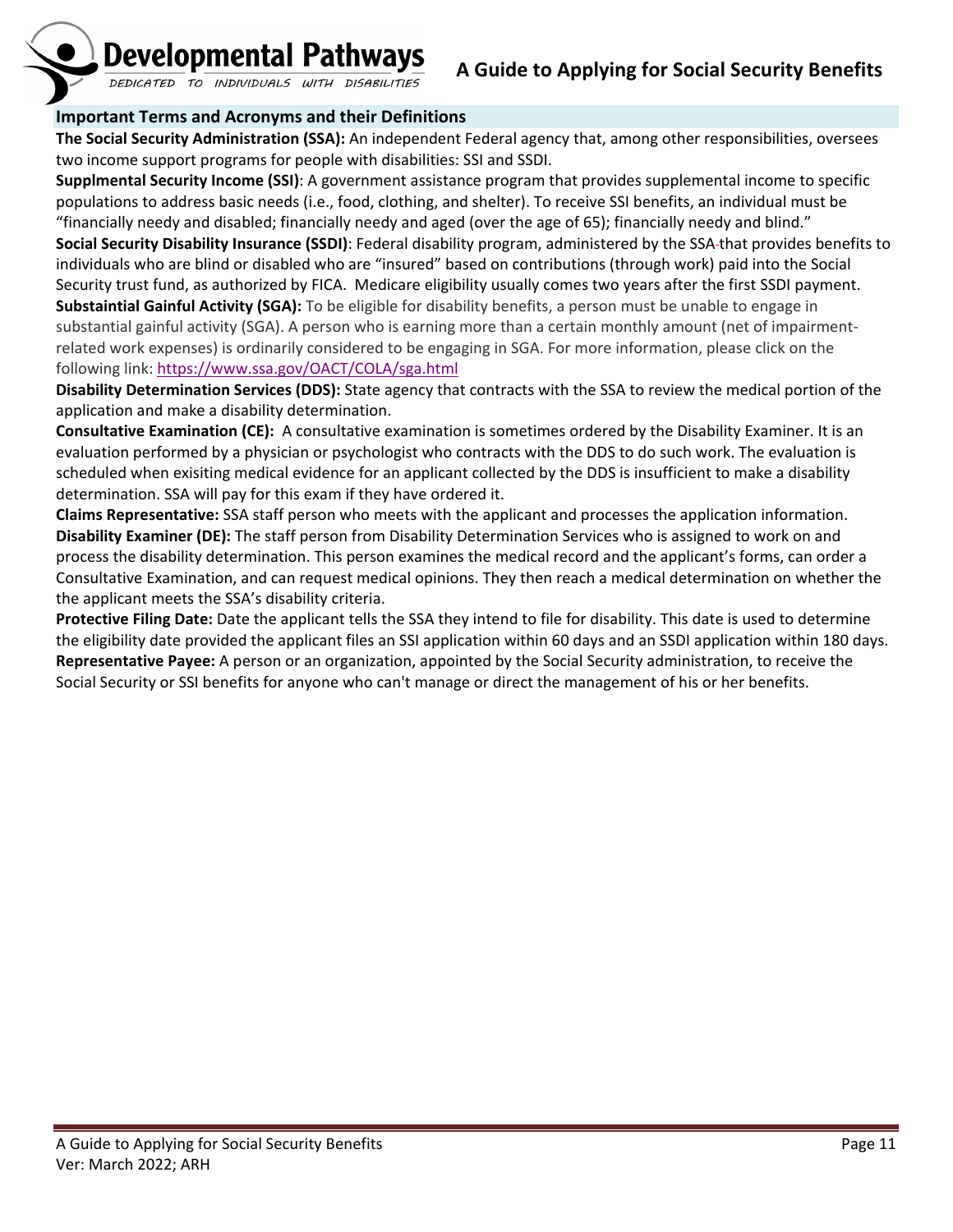## Important Terms and Acronyms and their Definitions

**The Social Security Administration (SSA):** An independent Federal agency that, among other responsibilities, oversees two income support programs for people with disabilities: SSI and SSDI.

**Supplmental Security Income (SSI)**: A government assistance program that provides supplemental income to specific populations to address basic needs (i.e., food, clothing, and shelter). To receive SSI benefits, an individual must be "financially needy and disabled; financially needy and aged (over the age of 65); financially needy and blind."

**Social Security Disability Insurance (SSDI)**: Federal disability program, administered by the SSA that provides benefits to individuals who are blind or disabled who are "insured" based on contributions (through work) paid into the Social Security trust fund, as authorized by FICA. Medicare eligibility usually comes two years after the first SSDI payment.

**Substaintial Gainful Activity (SGA):** To be eligible for disability benefits, a person must be unable to engage in substantial gainful activity (SGA). A person who is earning more than a certain monthly amount (net of impairment-related work expenses) is ordinarily considered to be engaging in SGA. For more information, please click on the following link: https://www.ssa.gov/OACT/COLA/sga.html

**Disability Determination Services (DDS):** State agency that contracts with the SSA to review the medical portion of the application and make a disability determination.

**Consultative Examination (CE):** A consultative examination is sometimes ordered by the Disability Examiner. It is an evaluation performed by a physician or psychologist who contracts with the DDS to do such work. The evaluation is scheduled when exisiting medical evidence for an applicant collected by the DDS is insufficient to make a disability determination. SSA will pay for this exam if they have ordered it.

**Claims Representative:** SSA staff person who meets with the applicant and processes the application information.

**Disability Examiner (DE):** The staff person from Disability Determination Services who is assigned to work on and process the disability determination. This person examines the medical record and the applicant's forms, can order a Consultative Examination, and can request medical opinions. They then reach a medical determination on whether the the applicant meets the SSA's disability criteria.

**Protective Filing Date:** Date the applicant tells the SSA they intend to file for disability. This date is used to determine the eligibility date provided the applicant files an SSI application within 60 days and an SSDI application within 180 days.

**Representative Payee:** A person or an organization, appointed by the Social Security administration, to receive the Social Security or SSI benefits for anyone who can't manage or direct the management of his or her benefits.